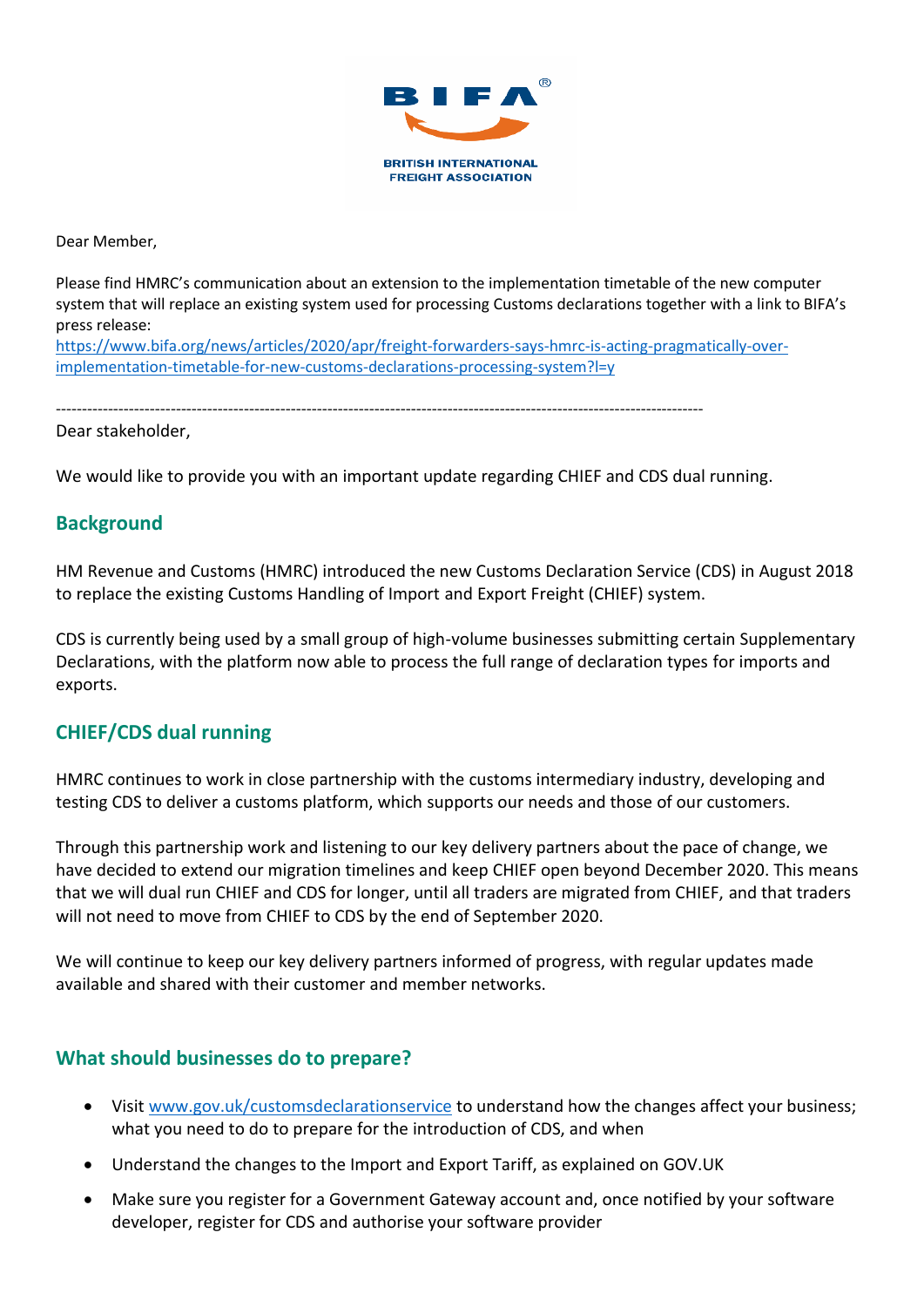BRITISH INTERNATIONAL FREIGHT ASSOCIATION

Dear Member,

Please find HMRC's communication about an extension to the implementation timetable of the new computer system that will replace an existing system used for processing Customs declarations together with a link to BIFA's press release:
https://www.bifa.org/news/articles/2020/apr/freight-forwarders-says-hmrc-is-acting-pragmatically-over-implementation-timetable-for-new-customs-declarations-processing-system?l=y

---

Dear stakeholder,

We would like to provide you with an important update regarding CHIEF and CDS dual running.

## Background

HM Revenue and Customs (HMRC) introduced the new Customs Declaration Service (CDS) in August 2018 to replace the existing Customs Handling of Import and Export Freight (CHIEF) system.

CDS is currently being used by a small group of high-volume businesses submitting certain Supplementary Declarations, with the platform now able to process the full range of declaration types for imports and exports.

## CHIEF/CDS dual running

HMRC continues to work in close partnership with the customs intermediary industry, developing and testing CDS to deliver a customs platform, which supports our needs and those of our customers.

Through this partnership work and listening to our key delivery partners about the pace of change, we have decided to extend our migration timelines and keep CHIEF open beyond December 2020. This means that we will dual run CHIEF and CDS for longer, until all traders are migrated from CHIEF, and that traders will not need to move from CHIEF to CDS by the end of September 2020.

We will continue to keep our key delivery partners informed of progress, with regular updates made available and shared with their customer and member networks.

## What should businesses do to prepare?

- Visit www.gov.uk/customsdeclarationservice to understand how the changes affect your business; what you need to do to prepare for the introduction of CDS, and when
- Understand the changes to the Import and Export Tariff, as explained on GOV.UK
- Make sure you register for a Government Gateway account and, once notified by your software developer, register for CDS and authorise your software provider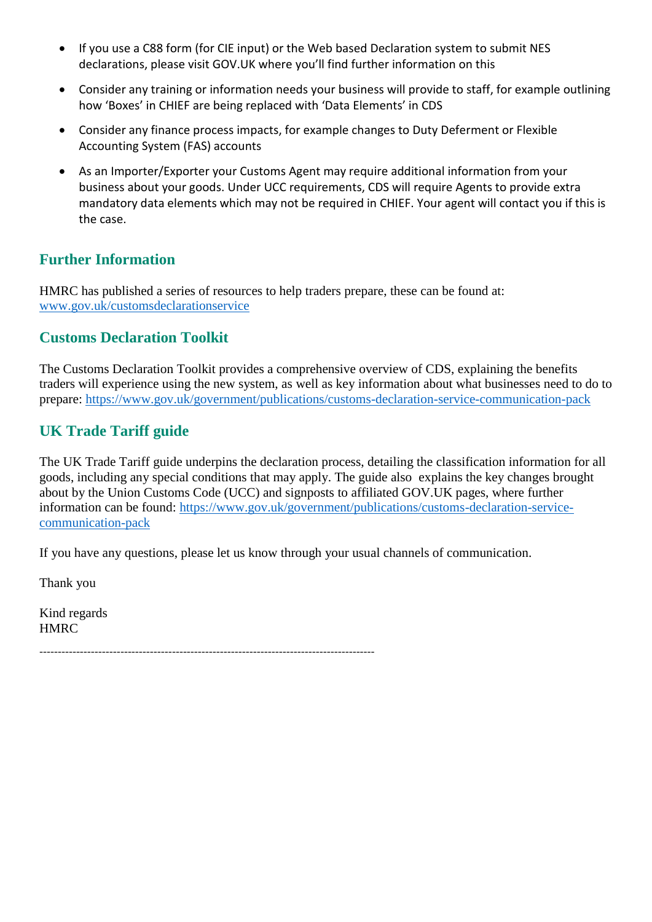- If you use a C88 form (for CIE input) or the Web based Declaration system to submit NES declarations, please visit GOV.UK where you'll find further information on this
- Consider any training or information needs your business will provide to staff, for example outlining how 'Boxes' in CHIEF are being replaced with 'Data Elements' in CDS
- Consider any finance process impacts, for example changes to Duty Deferment or Flexible Accounting System (FAS) accounts
- As an Importer/Exporter your Customs Agent may require additional information from your business about your goods. Under UCC requirements, CDS will require Agents to provide extra mandatory data elements which may not be required in CHIEF. Your agent will contact you if this is the case.

## Further Information

HMRC has published a series of resources to help traders prepare, these can be found at: [www.gov.uk/customsdeclarationservice](www.gov.uk/customsdeclarationservice)

## Customs Declaration Toolkit

The Customs Declaration Toolkit provides a comprehensive overview of CDS, explaining the benefits traders will experience using the new system, as well as key information about what businesses need to do to prepare: [https://www.gov.uk/government/publications/customs-declaration-service-communication-pack](https://www.gov.uk/government/publications/customs-declaration-service-communication-pack)

## UK Trade Tariff guide

The UK Trade Tariff guide underpins the declaration process, detailing the classification information for all goods, including any special conditions that may apply. The guide also explains the key changes brought about by the Union Customs Code (UCC) and signposts to affiliated GOV.UK pages, where further information can be found: [https://www.gov.uk/government/publications/customs-declaration-service-communication-pack](https://www.gov.uk/government/publications/customs-declaration-service-communication-pack)

If you have any questions, please let us know through your usual channels of communication.

Thank you

Kind regards
HMRC

------------------------------------------------------------------------------------------